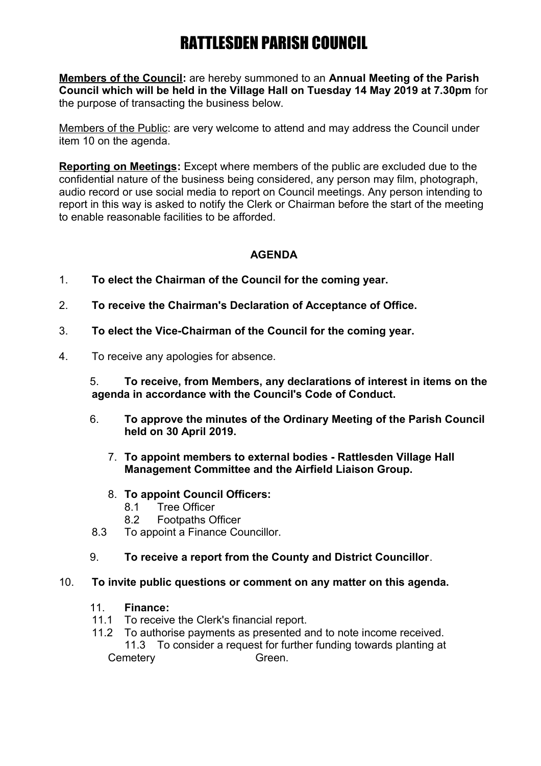# RATTLESDEN PARISH COUNCIL

**Members of the Council:** are hereby summoned to an **Annual Meeting of the Parish Council which will be held in the Village Hall on Tuesday 14 May 2019 at 7.30pm** for the purpose of transacting the business below.

Members of the Public: are very welcome to attend and may address the Council under item 10 on the agenda.

**Reporting on Meetings:** Except where members of the public are excluded due to the confidential nature of the business being considered, any person may film, photograph, audio record or use social media to report on Council meetings. Any person intending to report in this way is asked to notify the Clerk or Chairman before the start of the meeting to enable reasonable facilities to be afforded.

## AGENDA

1. **To elect the Chairman of the Council for the coming year.**
2. **To receive the Chairman's Declaration of Acceptance of Office.**
3. **To elect the Vice-Chairman of the Council for the coming year.**
4. To receive any apologies for absence.
5. **To receive, from Members, any declarations of interest in items on the agenda in accordance with the Council's Code of Conduct.**
6. **To approve the minutes of the Ordinary Meeting of the Parish Council held on 30 April 2019.**
7. **To appoint members to external bodies - Rattlesden Village Hall Management Committee and the Airfield Liaison Group.**
8. **To appoint Council Officers:**
   - 8.1 Tree Officer
   - 8.2 Footpaths Officer
   - 8.3 To appoint a Finance Councillor.
9. **To receive a report from the County and District Councillor**.
10. **To invite public questions or comment on any matter on this agenda.**
11. **Finance:**
    - 11.1 To receive the Clerk's financial report.
    - 11.2 To authorise payments as presented and to note income received.
    - 11.3 To consider a request for further funding towards planting at Cemetery Green.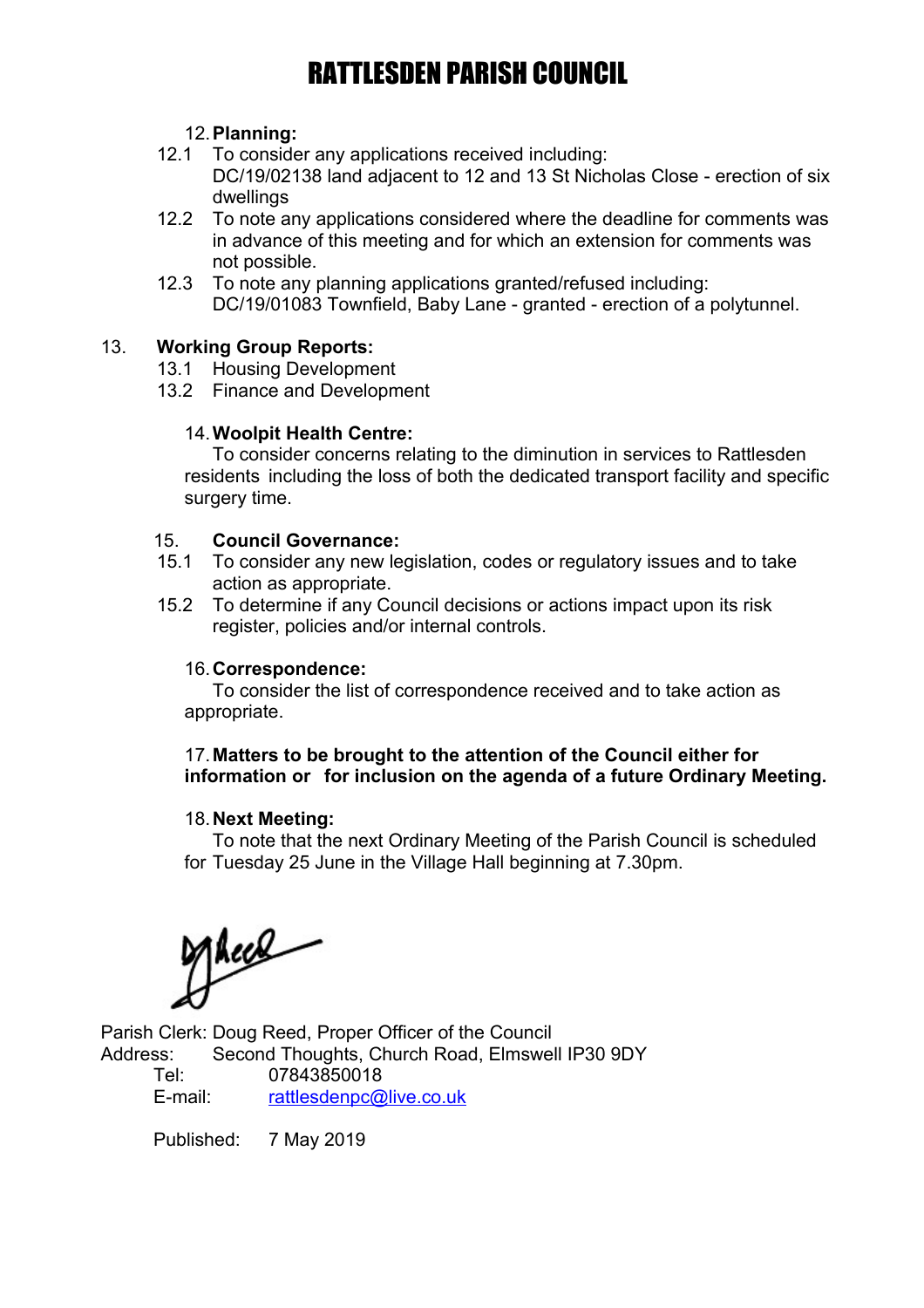# RATTLESDEN PARISH COUNCIL

12. **Planning:**

12.1 To consider any applications received including: DC/19/02138 land adjacent to 12 and 13 St Nicholas Close - erection of six dwellings

12.2 To note any applications considered where the deadline for comments was in advance of this meeting and for which an extension for comments was not possible.

12.3 To note any planning applications granted/refused including: DC/19/01083 Townfield, Baby Lane - granted - erection of a polytunnel.

13. **Working Group Reports:**

13.1 Housing Development

13.2 Finance and Development

14. **Woolpit Health Centre:**

To consider concerns relating to the diminution in services to Rattlesden residents including the loss of both the dedicated transport facility and specific surgery time.

15. **Council Governance:**

15.1 To consider any new legislation, codes or regulatory issues and to take action as appropriate.

15.2 To determine if any Council decisions or actions impact upon its risk register, policies and/or internal controls.

16. **Correspondence:**

To consider the list of correspondence received and to take action as appropriate.

17. **Matters to be brought to the attention of the Council either for information or for inclusion on the agenda of a future Ordinary Meeting.**

18. **Next Meeting:**

To note that the next Ordinary Meeting of the Parish Council is scheduled for Tuesday 25 June in the Village Hall beginning at 7.30pm.

Parish Clerk: Doug Reed, Proper Officer of the Council
Address: Second Thoughts, Church Road, Elmswell IP30 9DY
Tel: 07843850018
E-mail: rattlesdenpc@live.co.uk

Published: 7 May 2019